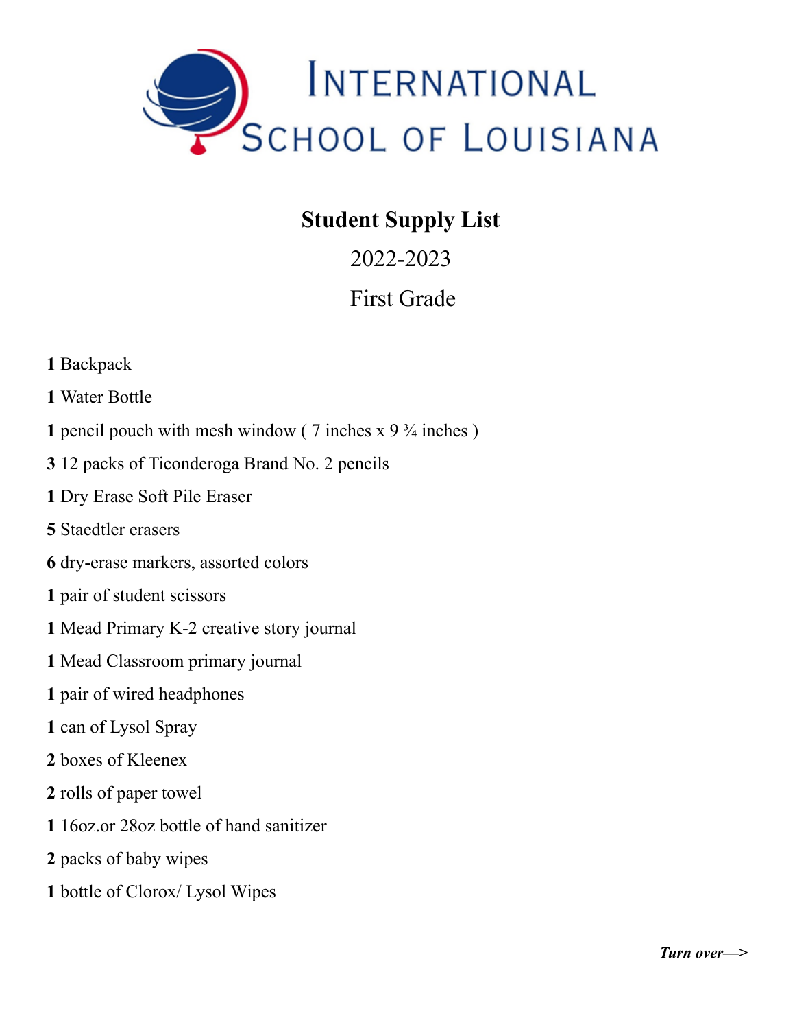# International School of Louisiana

## Student Supply List

2022-2023

First Grade

**1** Backpack

**1** Water Bottle

**1** pencil pouch with mesh window ( 7 inches x 9 ¾ inches )

**3** 12 packs of Ticonderoga Brand No. 2 pencils

**1** Dry Erase Soft Pile Eraser

**5** Staedtler erasers

**6** dry-erase markers, assorted colors

**1** pair of student scissors

**1** Mead Primary K-2 creative story journal

**1** Mead Classroom primary journal

**1** pair of wired headphones

**1** can of Lysol Spray

**2** boxes of Kleenex

**2** rolls of paper towel

**1** 16oz.or 28oz bottle of hand sanitizer

**2** packs of baby wipes

**1** bottle of Clorox/ Lysol Wipes

***Turn over—>***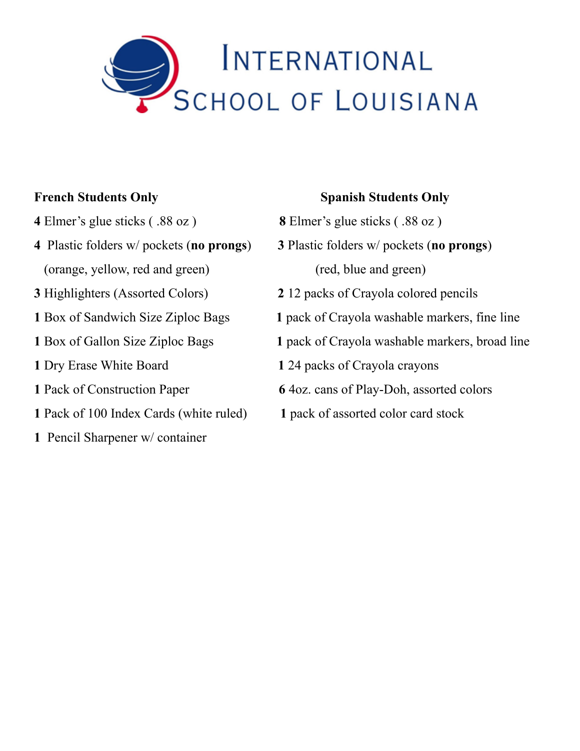# INTERNATIONAL SCHOOL OF LOUISIANA

**French Students Only**

**4** Elmer's glue sticks ( .88 oz )

**4** Plastic folders w/ pockets (**no prongs**) (orange, yellow, red and green)

**3** Highlighters (Assorted Colors)

**1** Box of Sandwich Size Ziploc Bags

**1** Box of Gallon Size Ziploc Bags

**1** Dry Erase White Board

**1** Pack of Construction Paper

**1** Pack of 100 Index Cards (white ruled)

**1** Pencil Sharpener w/ container

**Spanish Students Only**

**8** Elmer's glue sticks ( .88 oz )

**3** Plastic folders w/ pockets (**no prongs**) (red, blue and green)

**2** 12 packs of Crayola colored pencils

**1** pack of Crayola washable markers, fine line

**1** pack of Crayola washable markers, broad line

**1** 24 packs of Crayola crayons

**6** 4oz. cans of Play-Doh, assorted colors

**1** pack of assorted color card stock